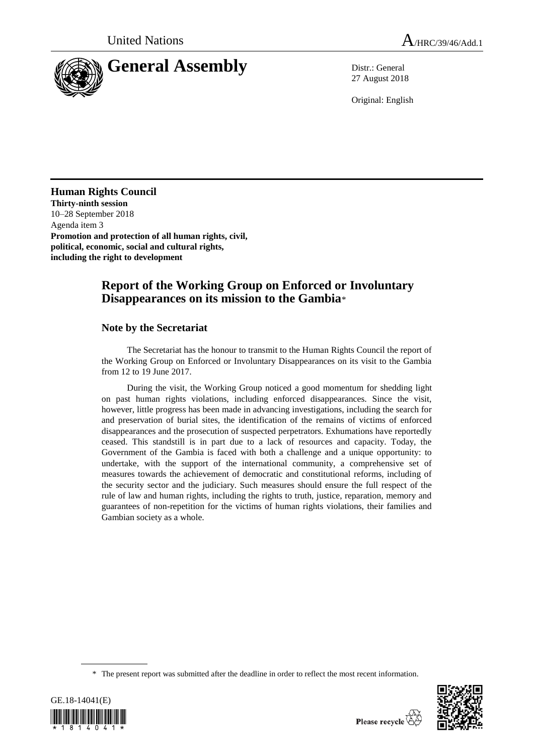United Nations

A/HRC/39/46/Add.1

# General Assembly

Distr.: General
27 August 2018

Original: English

**Human Rights Council**
**Thirty-ninth session**
10–28 September 2018
Agenda item 3
**Promotion and protection of all human rights, civil, political, economic, social and cultural rights, including the right to development**

## Report of the Working Group on Enforced or Involuntary Disappearances on its mission to the Gambia*

### Note by the Secretariat

The Secretariat has the honour to transmit to the Human Rights Council the report of the Working Group on Enforced or Involuntary Disappearances on its visit to the Gambia from 12 to 19 June 2017.

During the visit, the Working Group noticed a good momentum for shedding light on past human rights violations, including enforced disappearances. Since the visit, however, little progress has been made in advancing investigations, including the search for and preservation of burial sites, the identification of the remains of victims of enforced disappearances and the prosecution of suspected perpetrators. Exhumations have reportedly ceased. This standstill is in part due to a lack of resources and capacity. Today, the Government of the Gambia is faced with both a challenge and a unique opportunity: to undertake, with the support of the international community, a comprehensive set of measures towards the achievement of democratic and constitutional reforms, including of the security sector and the judiciary. Such measures should ensure the full respect of the rule of law and human rights, including the rights to truth, justice, reparation, memory and guarantees of non-repetition for the victims of human rights violations, their families and Gambian society as a whole.

\* The present report was submitted after the deadline in order to reflect the most recent information.

GE.18-14041(E)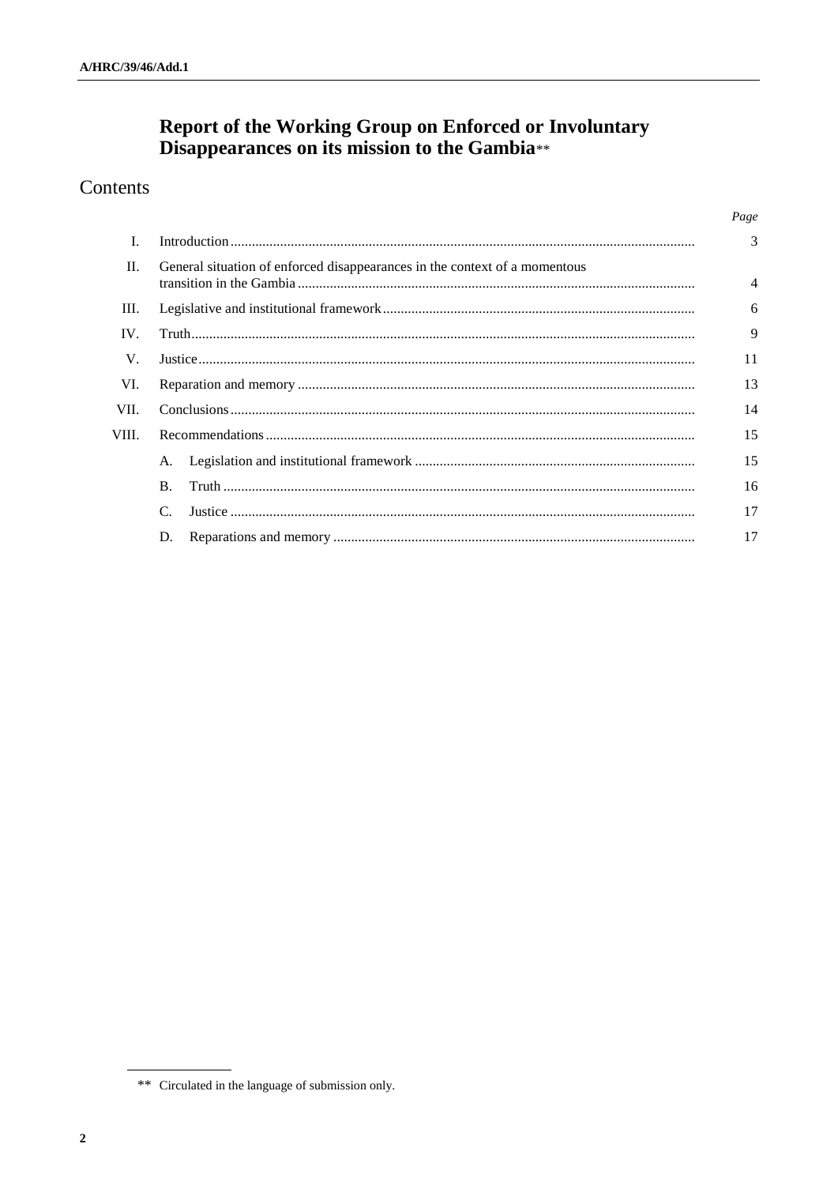# Report of the Working Group on Enforced or Involuntary Disappearances on its mission to the Gambia**

## Contents

| | | Page |
|---|---|---|
| I. | Introduction | 3 |
| II. | General situation of enforced disappearances in the context of a momentous transition in the Gambia | 4 |
| III. | Legislative and institutional framework | 6 |
| IV. | Truth | 9 |
| V. | Justice | 11 |
| VI. | Reparation and memory | 13 |
| VII. | Conclusions | 14 |
| VIII. | Recommendations | 15 |
| | A. Legislation and institutional framework | 15 |
| | B. Truth | 16 |
| | C. Justice | 17 |
| | D. Reparations and memory | 17 |

** Circulated in the language of submission only.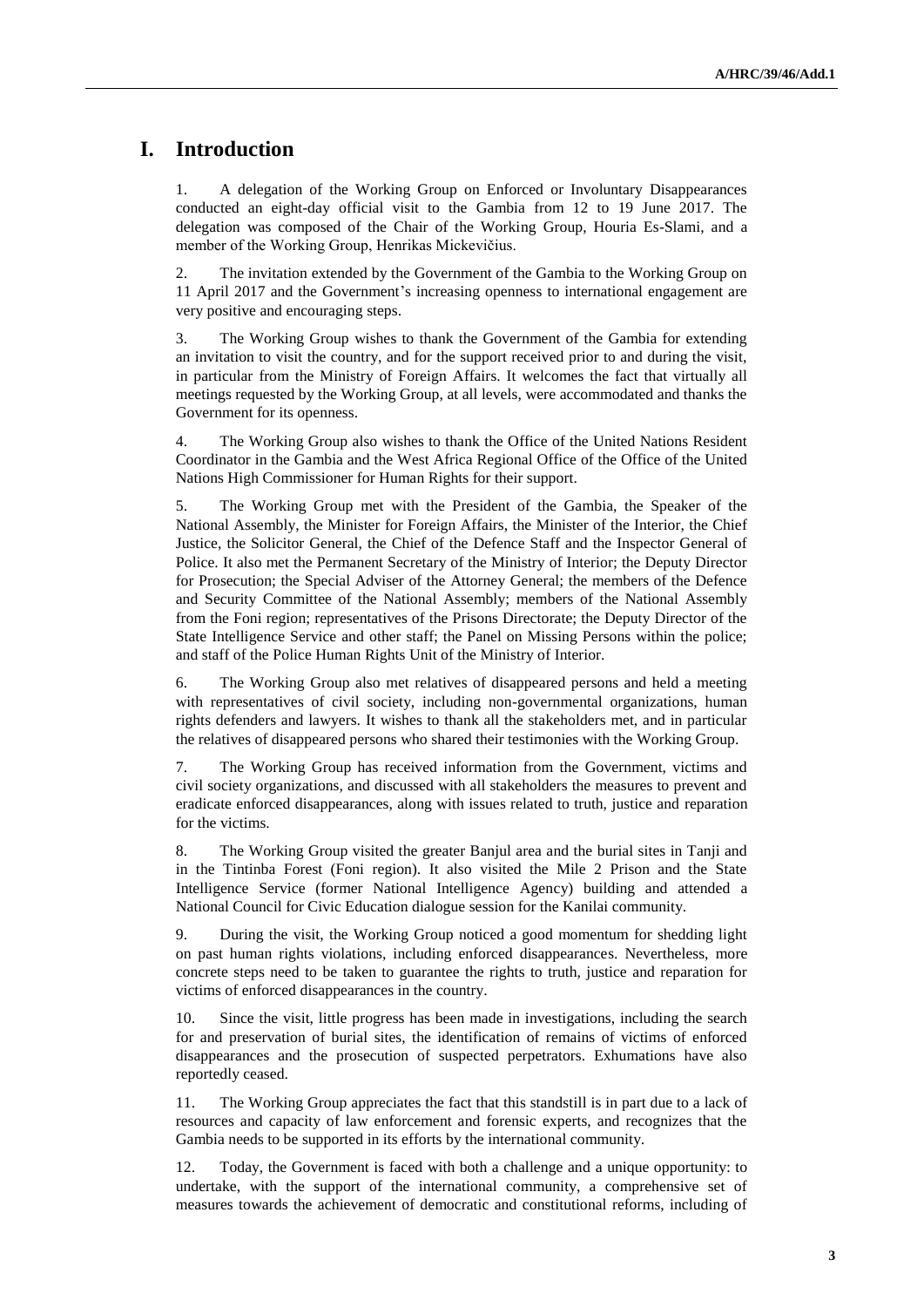# I. Introduction

1. A delegation of the Working Group on Enforced or Involuntary Disappearances conducted an eight-day official visit to the Gambia from 12 to 19 June 2017. The delegation was composed of the Chair of the Working Group, Houria Es-Slami, and a member of the Working Group, Henrikas Mickevičius.

2. The invitation extended by the Government of the Gambia to the Working Group on 11 April 2017 and the Government's increasing openness to international engagement are very positive and encouraging steps.

3. The Working Group wishes to thank the Government of the Gambia for extending an invitation to visit the country, and for the support received prior to and during the visit, in particular from the Ministry of Foreign Affairs. It welcomes the fact that virtually all meetings requested by the Working Group, at all levels, were accommodated and thanks the Government for its openness.

4. The Working Group also wishes to thank the Office of the United Nations Resident Coordinator in the Gambia and the West Africa Regional Office of the Office of the United Nations High Commissioner for Human Rights for their support.

5. The Working Group met with the President of the Gambia, the Speaker of the National Assembly, the Minister for Foreign Affairs, the Minister of the Interior, the Chief Justice, the Solicitor General, the Chief of the Defence Staff and the Inspector General of Police. It also met the Permanent Secretary of the Ministry of Interior; the Deputy Director for Prosecution; the Special Adviser of the Attorney General; the members of the Defence and Security Committee of the National Assembly; members of the National Assembly from the Foni region; representatives of the Prisons Directorate; the Deputy Director of the State Intelligence Service and other staff; the Panel on Missing Persons within the police; and staff of the Police Human Rights Unit of the Ministry of Interior.

6. The Working Group also met relatives of disappeared persons and held a meeting with representatives of civil society, including non-governmental organizations, human rights defenders and lawyers. It wishes to thank all the stakeholders met, and in particular the relatives of disappeared persons who shared their testimonies with the Working Group.

7. The Working Group has received information from the Government, victims and civil society organizations, and discussed with all stakeholders the measures to prevent and eradicate enforced disappearances, along with issues related to truth, justice and reparation for the victims.

8. The Working Group visited the greater Banjul area and the burial sites in Tanji and in the Tintinba Forest (Foni region). It also visited the Mile 2 Prison and the State Intelligence Service (former National Intelligence Agency) building and attended a National Council for Civic Education dialogue session for the Kanilai community.

9. During the visit, the Working Group noticed a good momentum for shedding light on past human rights violations, including enforced disappearances. Nevertheless, more concrete steps need to be taken to guarantee the rights to truth, justice and reparation for victims of enforced disappearances in the country.

10. Since the visit, little progress has been made in investigations, including the search for and preservation of burial sites, the identification of remains of victims of enforced disappearances and the prosecution of suspected perpetrators. Exhumations have also reportedly ceased.

11. The Working Group appreciates the fact that this standstill is in part due to a lack of resources and capacity of law enforcement and forensic experts, and recognizes that the Gambia needs to be supported in its efforts by the international community.

12. Today, the Government is faced with both a challenge and a unique opportunity: to undertake, with the support of the international community, a comprehensive set of measures towards the achievement of democratic and constitutional reforms, including of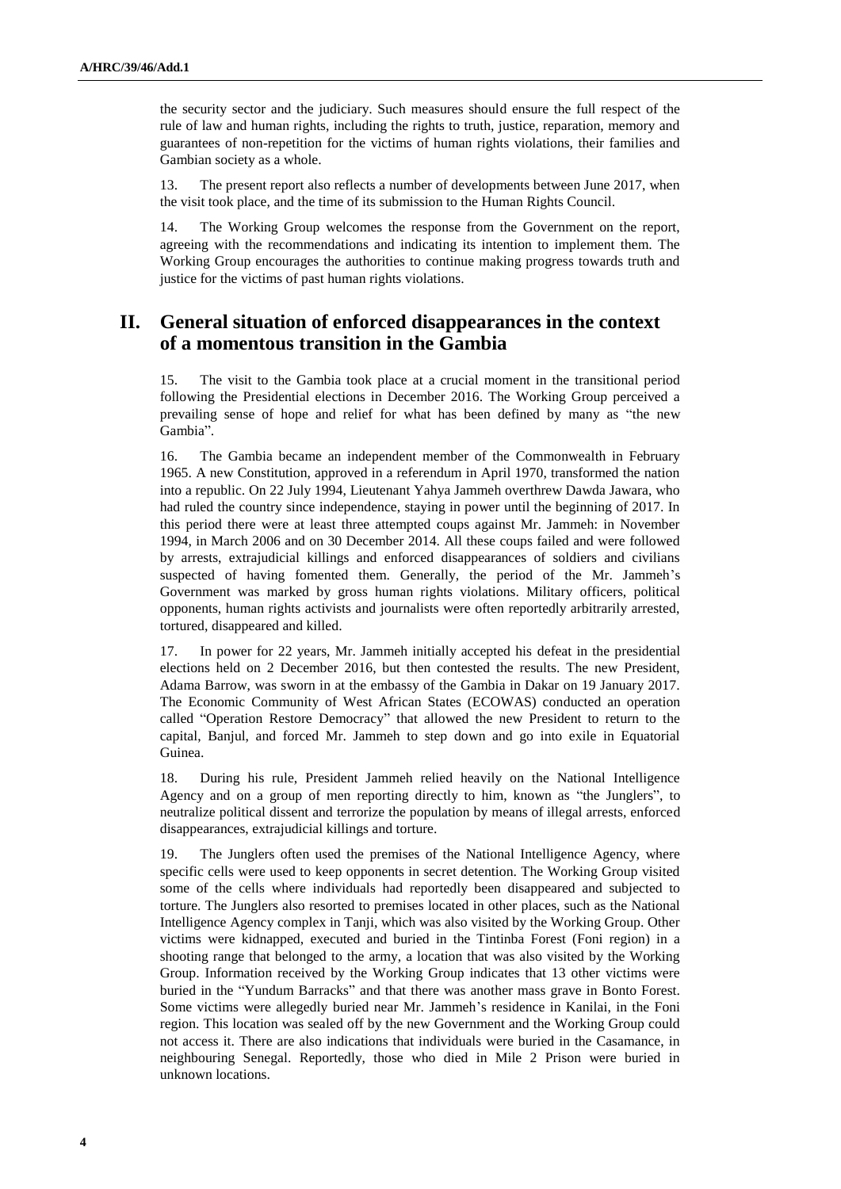the security sector and the judiciary. Such measures should ensure the full respect of the rule of law and human rights, including the rights to truth, justice, reparation, memory and guarantees of non-repetition for the victims of human rights violations, their families and Gambian society as a whole.

13. The present report also reflects a number of developments between June 2017, when the visit took place, and the time of its submission to the Human Rights Council.

14. The Working Group welcomes the response from the Government on the report, agreeing with the recommendations and indicating its intention to implement them. The Working Group encourages the authorities to continue making progress towards truth and justice for the victims of past human rights violations.

## II. General situation of enforced disappearances in the context of a momentous transition in the Gambia

15. The visit to the Gambia took place at a crucial moment in the transitional period following the Presidential elections in December 2016. The Working Group perceived a prevailing sense of hope and relief for what has been defined by many as "the new Gambia".

16. The Gambia became an independent member of the Commonwealth in February 1965. A new Constitution, approved in a referendum in April 1970, transformed the nation into a republic. On 22 July 1994, Lieutenant Yahya Jammeh overthrew Dawda Jawara, who had ruled the country since independence, staying in power until the beginning of 2017. In this period there were at least three attempted coups against Mr. Jammeh: in November 1994, in March 2006 and on 30 December 2014. All these coups failed and were followed by arrests, extrajudicial killings and enforced disappearances of soldiers and civilians suspected of having fomented them. Generally, the period of the Mr. Jammeh's Government was marked by gross human rights violations. Military officers, political opponents, human rights activists and journalists were often reportedly arbitrarily arrested, tortured, disappeared and killed.

17. In power for 22 years, Mr. Jammeh initially accepted his defeat in the presidential elections held on 2 December 2016, but then contested the results. The new President, Adama Barrow, was sworn in at the embassy of the Gambia in Dakar on 19 January 2017. The Economic Community of West African States (ECOWAS) conducted an operation called "Operation Restore Democracy" that allowed the new President to return to the capital, Banjul, and forced Mr. Jammeh to step down and go into exile in Equatorial Guinea.

18. During his rule, President Jammeh relied heavily on the National Intelligence Agency and on a group of men reporting directly to him, known as "the Junglers", to neutralize political dissent and terrorize the population by means of illegal arrests, enforced disappearances, extrajudicial killings and torture.

19. The Junglers often used the premises of the National Intelligence Agency, where specific cells were used to keep opponents in secret detention. The Working Group visited some of the cells where individuals had reportedly been disappeared and subjected to torture. The Junglers also resorted to premises located in other places, such as the National Intelligence Agency complex in Tanji, which was also visited by the Working Group. Other victims were kidnapped, executed and buried in the Tintinba Forest (Foni region) in a shooting range that belonged to the army, a location that was also visited by the Working Group. Information received by the Working Group indicates that 13 other victims were buried in the "Yundum Barracks" and that there was another mass grave in Bonto Forest. Some victims were allegedly buried near Mr. Jammeh's residence in Kanilai, in the Foni region. This location was sealed off by the new Government and the Working Group could not access it. There are also indications that individuals were buried in the Casamance, in neighbouring Senegal. Reportedly, those who died in Mile 2 Prison were buried in unknown locations.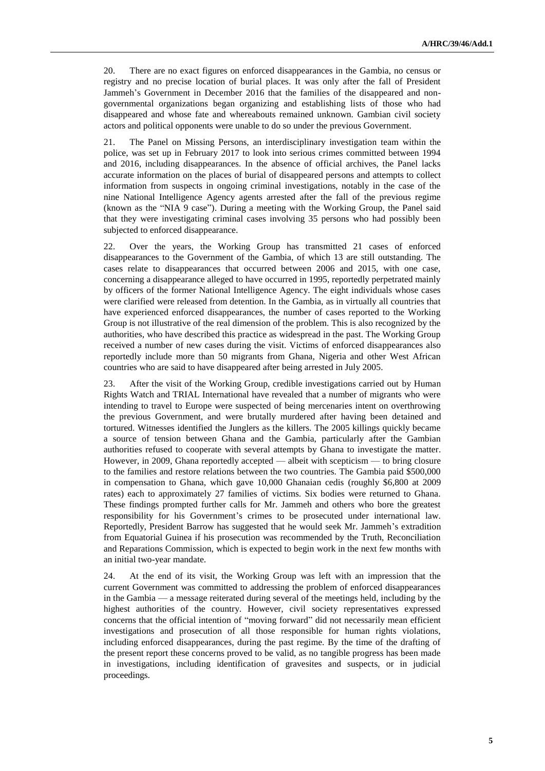20. There are no exact figures on enforced disappearances in the Gambia, no census or registry and no precise location of burial places. It was only after the fall of President Jammeh's Government in December 2016 that the families of the disappeared and non-governmental organizations began organizing and establishing lists of those who had disappeared and whose fate and whereabouts remained unknown. Gambian civil society actors and political opponents were unable to do so under the previous Government.

21. The Panel on Missing Persons, an interdisciplinary investigation team within the police, was set up in February 2017 to look into serious crimes committed between 1994 and 2016, including disappearances. In the absence of official archives, the Panel lacks accurate information on the places of burial of disappeared persons and attempts to collect information from suspects in ongoing criminal investigations, notably in the case of the nine National Intelligence Agency agents arrested after the fall of the previous regime (known as the "NIA 9 case"). During a meeting with the Working Group, the Panel said that they were investigating criminal cases involving 35 persons who had possibly been subjected to enforced disappearance.

22. Over the years, the Working Group has transmitted 21 cases of enforced disappearances to the Government of the Gambia, of which 13 are still outstanding. The cases relate to disappearances that occurred between 2006 and 2015, with one case, concerning a disappearance alleged to have occurred in 1995, reportedly perpetrated mainly by officers of the former National Intelligence Agency. The eight individuals whose cases were clarified were released from detention. In the Gambia, as in virtually all countries that have experienced enforced disappearances, the number of cases reported to the Working Group is not illustrative of the real dimension of the problem. This is also recognized by the authorities, who have described this practice as widespread in the past. The Working Group received a number of new cases during the visit. Victims of enforced disappearances also reportedly include more than 50 migrants from Ghana, Nigeria and other West African countries who are said to have disappeared after being arrested in July 2005.

23. After the visit of the Working Group, credible investigations carried out by Human Rights Watch and TRIAL International have revealed that a number of migrants who were intending to travel to Europe were suspected of being mercenaries intent on overthrowing the previous Government, and were brutally murdered after having been detained and tortured. Witnesses identified the Junglers as the killers. The 2005 killings quickly became a source of tension between Ghana and the Gambia, particularly after the Gambian authorities refused to cooperate with several attempts by Ghana to investigate the matter. However, in 2009, Ghana reportedly accepted — albeit with scepticism — to bring closure to the families and restore relations between the two countries. The Gambia paid $500,000 in compensation to Ghana, which gave 10,000 Ghanaian cedis (roughly $6,800 at 2009 rates) each to approximately 27 families of victims. Six bodies were returned to Ghana. These findings prompted further calls for Mr. Jammeh and others who bore the greatest responsibility for his Government's crimes to be prosecuted under international law. Reportedly, President Barrow has suggested that he would seek Mr. Jammeh's extradition from Equatorial Guinea if his prosecution was recommended by the Truth, Reconciliation and Reparations Commission, which is expected to begin work in the next few months with an initial two-year mandate.

24. At the end of its visit, the Working Group was left with an impression that the current Government was committed to addressing the problem of enforced disappearances in the Gambia — a message reiterated during several of the meetings held, including by the highest authorities of the country. However, civil society representatives expressed concerns that the official intention of "moving forward" did not necessarily mean efficient investigations and prosecution of all those responsible for human rights violations, including enforced disappearances, during the past regime. By the time of the drafting of the present report these concerns proved to be valid, as no tangible progress has been made in investigations, including identification of gravesites and suspects, or in judicial proceedings.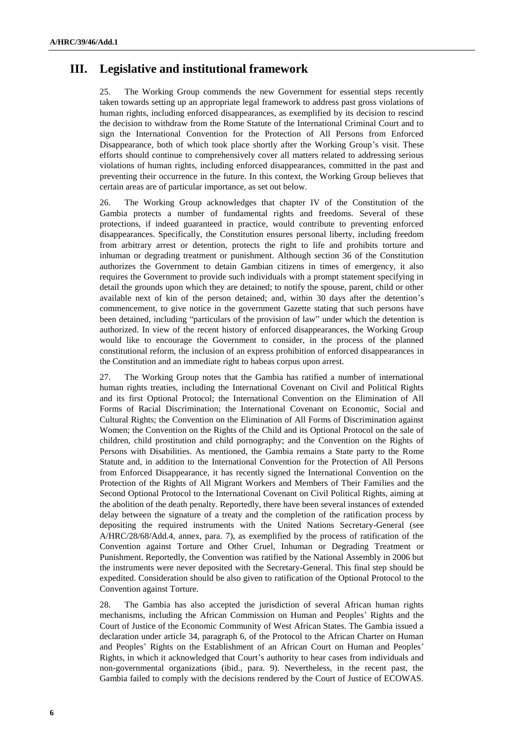## III. Legislative and institutional framework

25. The Working Group commends the new Government for essential steps recently taken towards setting up an appropriate legal framework to address past gross violations of human rights, including enforced disappearances, as exemplified by its decision to rescind the decision to withdraw from the Rome Statute of the International Criminal Court and to sign the International Convention for the Protection of All Persons from Enforced Disappearance, both of which took place shortly after the Working Group's visit. These efforts should continue to comprehensively cover all matters related to addressing serious violations of human rights, including enforced disappearances, committed in the past and preventing their occurrence in the future. In this context, the Working Group believes that certain areas are of particular importance, as set out below.

26. The Working Group acknowledges that chapter IV of the Constitution of the Gambia protects a number of fundamental rights and freedoms. Several of these protections, if indeed guaranteed in practice, would contribute to preventing enforced disappearances. Specifically, the Constitution ensures personal liberty, including freedom from arbitrary arrest or detention, protects the right to life and prohibits torture and inhuman or degrading treatment or punishment. Although section 36 of the Constitution authorizes the Government to detain Gambian citizens in times of emergency, it also requires the Government to provide such individuals with a prompt statement specifying in detail the grounds upon which they are detained; to notify the spouse, parent, child or other available next of kin of the person detained; and, within 30 days after the detention's commencement, to give notice in the government Gazette stating that such persons have been detained, including "particulars of the provision of law" under which the detention is authorized. In view of the recent history of enforced disappearances, the Working Group would like to encourage the Government to consider, in the process of the planned constitutional reform, the inclusion of an express prohibition of enforced disappearances in the Constitution and an immediate right to habeas corpus upon arrest.

27. The Working Group notes that the Gambia has ratified a number of international human rights treaties, including the International Covenant on Civil and Political Rights and its first Optional Protocol; the International Convention on the Elimination of All Forms of Racial Discrimination; the International Covenant on Economic, Social and Cultural Rights; the Convention on the Elimination of All Forms of Discrimination against Women; the Convention on the Rights of the Child and its Optional Protocol on the sale of children, child prostitution and child pornography; and the Convention on the Rights of Persons with Disabilities. As mentioned, the Gambia remains a State party to the Rome Statute and, in addition to the International Convention for the Protection of All Persons from Enforced Disappearance, it has recently signed the International Convention on the Protection of the Rights of All Migrant Workers and Members of Their Families and the Second Optional Protocol to the International Covenant on Civil Political Rights, aiming at the abolition of the death penalty. Reportedly, there have been several instances of extended delay between the signature of a treaty and the completion of the ratification process by depositing the required instruments with the United Nations Secretary-General (see A/HRC/28/68/Add.4, annex, para. 7), as exemplified by the process of ratification of the Convention against Torture and Other Cruel, Inhuman or Degrading Treatment or Punishment. Reportedly, the Convention was ratified by the National Assembly in 2006 but the instruments were never deposited with the Secretary-General. This final step should be expedited. Consideration should be also given to ratification of the Optional Protocol to the Convention against Torture.

28. The Gambia has also accepted the jurisdiction of several African human rights mechanisms, including the African Commission on Human and Peoples' Rights and the Court of Justice of the Economic Community of West African States. The Gambia issued a declaration under article 34, paragraph 6, of the Protocol to the African Charter on Human and Peoples' Rights on the Establishment of an African Court on Human and Peoples' Rights, in which it acknowledged that Court's authority to hear cases from individuals and non-governmental organizations (ibid., para. 9). Nevertheless, in the recent past, the Gambia failed to comply with the decisions rendered by the Court of Justice of ECOWAS.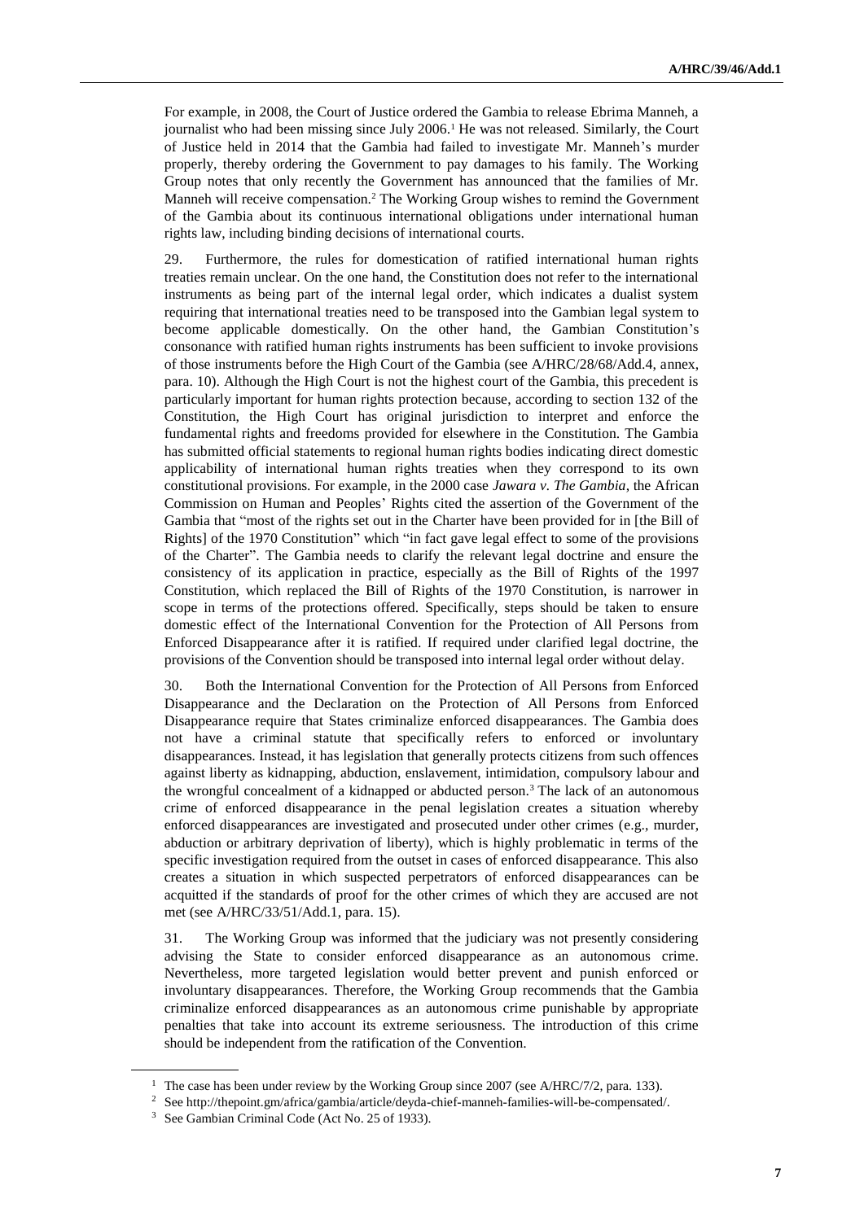For example, in 2008, the Court of Justice ordered the Gambia to release Ebrima Manneh, a journalist who had been missing since July 2006.[1] He was not released. Similarly, the Court of Justice held in 2014 that the Gambia had failed to investigate Mr. Manneh's murder properly, thereby ordering the Government to pay damages to his family. The Working Group notes that only recently the Government has announced that the families of Mr. Manneh will receive compensation.[2] The Working Group wishes to remind the Government of the Gambia about its continuous international obligations under international human rights law, including binding decisions of international courts.

29. Furthermore, the rules for domestication of ratified international human rights treaties remain unclear. On the one hand, the Constitution does not refer to the international instruments as being part of the internal legal order, which indicates a dualist system requiring that international treaties need to be transposed into the Gambian legal system to become applicable domestically. On the other hand, the Gambian Constitution's consonance with ratified human rights instruments has been sufficient to invoke provisions of those instruments before the High Court of the Gambia (see A/HRC/28/68/Add.4, annex, para. 10). Although the High Court is not the highest court of the Gambia, this precedent is particularly important for human rights protection because, according to section 132 of the Constitution, the High Court has original jurisdiction to interpret and enforce the fundamental rights and freedoms provided for elsewhere in the Constitution. The Gambia has submitted official statements to regional human rights bodies indicating direct domestic applicability of international human rights treaties when they correspond to its own constitutional provisions. For example, in the 2000 case *Jawara v. The Gambia*, the African Commission on Human and Peoples' Rights cited the assertion of the Government of the Gambia that "most of the rights set out in the Charter have been provided for in [the Bill of Rights] of the 1970 Constitution" which "in fact gave legal effect to some of the provisions of the Charter". The Gambia needs to clarify the relevant legal doctrine and ensure the consistency of its application in practice, especially as the Bill of Rights of the 1997 Constitution, which replaced the Bill of Rights of the 1970 Constitution, is narrower in scope in terms of the protections offered. Specifically, steps should be taken to ensure domestic effect of the International Convention for the Protection of All Persons from Enforced Disappearance after it is ratified. If required under clarified legal doctrine, the provisions of the Convention should be transposed into internal legal order without delay.

30. Both the International Convention for the Protection of All Persons from Enforced Disappearance and the Declaration on the Protection of All Persons from Enforced Disappearance require that States criminalize enforced disappearances. The Gambia does not have a criminal statute that specifically refers to enforced or involuntary disappearances. Instead, it has legislation that generally protects citizens from such offences against liberty as kidnapping, abduction, enslavement, intimidation, compulsory labour and the wrongful concealment of a kidnapped or abducted person.[3] The lack of an autonomous crime of enforced disappearance in the penal legislation creates a situation whereby enforced disappearances are investigated and prosecuted under other crimes (e.g., murder, abduction or arbitrary deprivation of liberty), which is highly problematic in terms of the specific investigation required from the outset in cases of enforced disappearance. This also creates a situation in which suspected perpetrators of enforced disappearances can be acquitted if the standards of proof for the other crimes of which they are accused are not met (see A/HRC/33/51/Add.1, para. 15).

31. The Working Group was informed that the judiciary was not presently considering advising the State to consider enforced disappearance as an autonomous crime. Nevertheless, more targeted legislation would better prevent and punish enforced or involuntary disappearances. Therefore, the Working Group recommends that the Gambia criminalize enforced disappearances as an autonomous crime punishable by appropriate penalties that take into account its extreme seriousness. The introduction of this crime should be independent from the ratification of the Convention.

---

[1] The case has been under review by the Working Group since 2007 (see A/HRC/7/2, para. 133).

[2] See http://thepoint.gm/africa/gambia/article/deyda-chief-manneh-families-will-be-compensated/.

[3] See Gambian Criminal Code (Act No. 25 of 1933).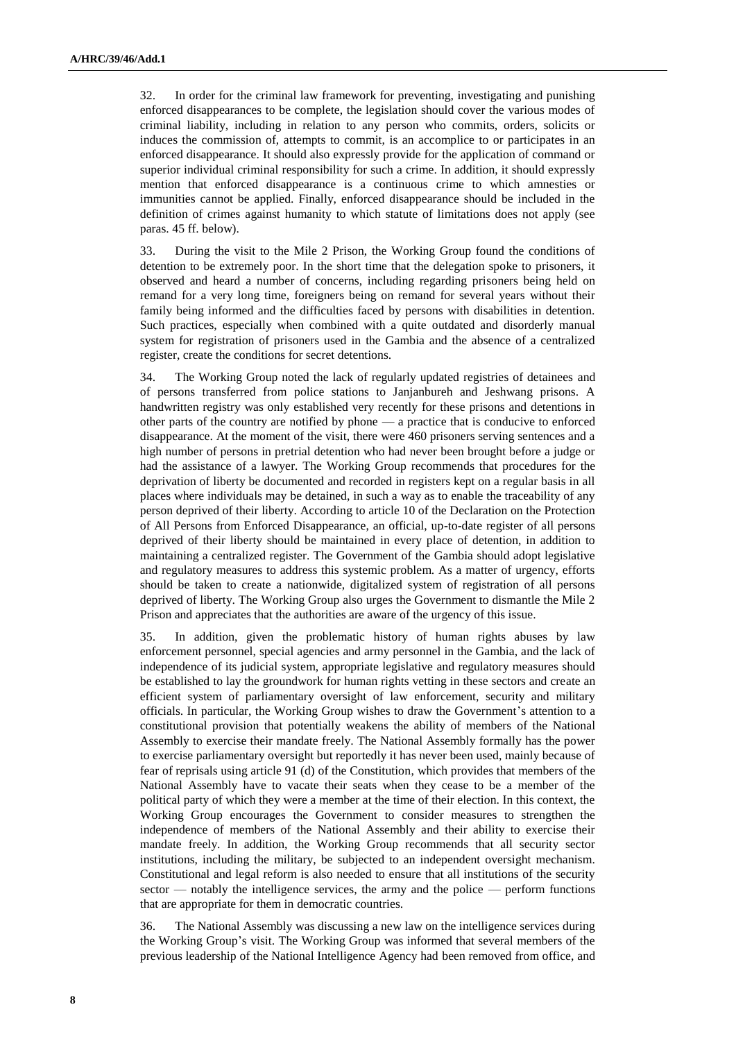32. In order for the criminal law framework for preventing, investigating and punishing enforced disappearances to be complete, the legislation should cover the various modes of criminal liability, including in relation to any person who commits, orders, solicits or induces the commission of, attempts to commit, is an accomplice to or participates in an enforced disappearance. It should also expressly provide for the application of command or superior individual criminal responsibility for such a crime. In addition, it should expressly mention that enforced disappearance is a continuous crime to which amnesties or immunities cannot be applied. Finally, enforced disappearance should be included in the definition of crimes against humanity to which statute of limitations does not apply (see paras. 45 ff. below).

33. During the visit to the Mile 2 Prison, the Working Group found the conditions of detention to be extremely poor. In the short time that the delegation spoke to prisoners, it observed and heard a number of concerns, including regarding prisoners being held on remand for a very long time, foreigners being on remand for several years without their family being informed and the difficulties faced by persons with disabilities in detention. Such practices, especially when combined with a quite outdated and disorderly manual system for registration of prisoners used in the Gambia and the absence of a centralized register, create the conditions for secret detentions.

34. The Working Group noted the lack of regularly updated registries of detainees and of persons transferred from police stations to Janjanbureh and Jeshwang prisons. A handwritten registry was only established very recently for these prisons and detentions in other parts of the country are notified by phone — a practice that is conducive to enforced disappearance. At the moment of the visit, there were 460 prisoners serving sentences and a high number of persons in pretrial detention who had never been brought before a judge or had the assistance of a lawyer. The Working Group recommends that procedures for the deprivation of liberty be documented and recorded in registers kept on a regular basis in all places where individuals may be detained, in such a way as to enable the traceability of any person deprived of their liberty. According to article 10 of the Declaration on the Protection of All Persons from Enforced Disappearance, an official, up-to-date register of all persons deprived of their liberty should be maintained in every place of detention, in addition to maintaining a centralized register. The Government of the Gambia should adopt legislative and regulatory measures to address this systemic problem. As a matter of urgency, efforts should be taken to create a nationwide, digitalized system of registration of all persons deprived of liberty. The Working Group also urges the Government to dismantle the Mile 2 Prison and appreciates that the authorities are aware of the urgency of this issue.

35. In addition, given the problematic history of human rights abuses by law enforcement personnel, special agencies and army personnel in the Gambia, and the lack of independence of its judicial system, appropriate legislative and regulatory measures should be established to lay the groundwork for human rights vetting in these sectors and create an efficient system of parliamentary oversight of law enforcement, security and military officials. In particular, the Working Group wishes to draw the Government's attention to a constitutional provision that potentially weakens the ability of members of the National Assembly to exercise their mandate freely. The National Assembly formally has the power to exercise parliamentary oversight but reportedly it has never been used, mainly because of fear of reprisals using article 91 (d) of the Constitution, which provides that members of the National Assembly have to vacate their seats when they cease to be a member of the political party of which they were a member at the time of their election. In this context, the Working Group encourages the Government to consider measures to strengthen the independence of members of the National Assembly and their ability to exercise their mandate freely. In addition, the Working Group recommends that all security sector institutions, including the military, be subjected to an independent oversight mechanism. Constitutional and legal reform is also needed to ensure that all institutions of the security sector — notably the intelligence services, the army and the police — perform functions that are appropriate for them in democratic countries.

36. The National Assembly was discussing a new law on the intelligence services during the Working Group's visit. The Working Group was informed that several members of the previous leadership of the National Intelligence Agency had been removed from office, and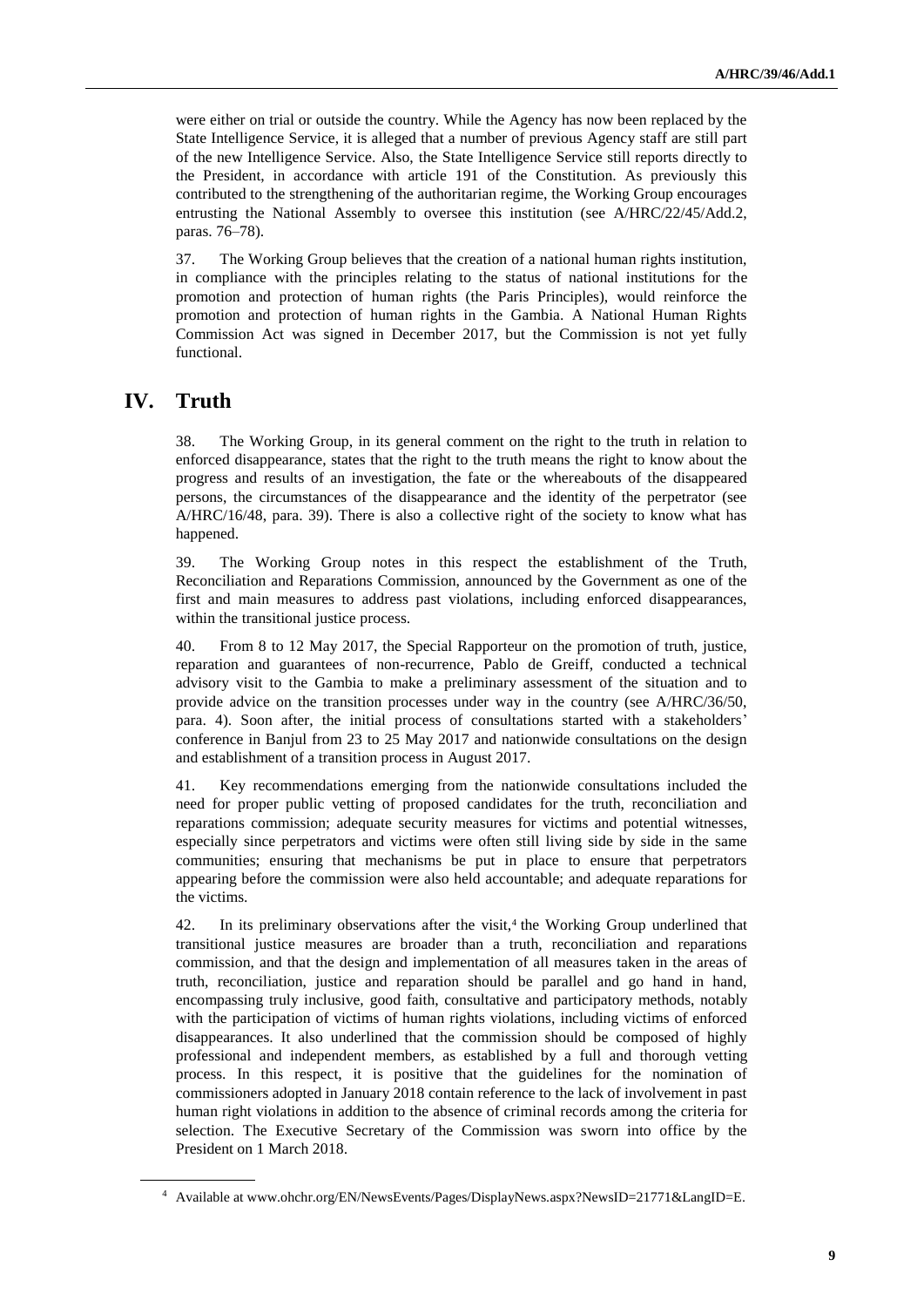were either on trial or outside the country. While the Agency has now been replaced by the State Intelligence Service, it is alleged that a number of previous Agency staff are still part of the new Intelligence Service. Also, the State Intelligence Service still reports directly to the President, in accordance with article 191 of the Constitution. As previously this contributed to the strengthening of the authoritarian regime, the Working Group encourages entrusting the National Assembly to oversee this institution (see A/HRC/22/45/Add.2, paras. 76–78).

37. The Working Group believes that the creation of a national human rights institution, in compliance with the principles relating to the status of national institutions for the promotion and protection of human rights (the Paris Principles), would reinforce the promotion and protection of human rights in the Gambia. A National Human Rights Commission Act was signed in December 2017, but the Commission is not yet fully functional.

# IV. Truth

38. The Working Group, in its general comment on the right to the truth in relation to enforced disappearance, states that the right to the truth means the right to know about the progress and results of an investigation, the fate or the whereabouts of the disappeared persons, the circumstances of the disappearance and the identity of the perpetrator (see A/HRC/16/48, para. 39). There is also a collective right of the society to know what has happened.

39. The Working Group notes in this respect the establishment of the Truth, Reconciliation and Reparations Commission, announced by the Government as one of the first and main measures to address past violations, including enforced disappearances, within the transitional justice process.

40. From 8 to 12 May 2017, the Special Rapporteur on the promotion of truth, justice, reparation and guarantees of non-recurrence, Pablo de Greiff, conducted a technical advisory visit to the Gambia to make a preliminary assessment of the situation and to provide advice on the transition processes under way in the country (see A/HRC/36/50, para. 4). Soon after, the initial process of consultations started with a stakeholders' conference in Banjul from 23 to 25 May 2017 and nationwide consultations on the design and establishment of a transition process in August 2017.

41. Key recommendations emerging from the nationwide consultations included the need for proper public vetting of proposed candidates for the truth, reconciliation and reparations commission; adequate security measures for victims and potential witnesses, especially since perpetrators and victims were often still living side by side in the same communities; ensuring that mechanisms be put in place to ensure that perpetrators appearing before the commission were also held accountable; and adequate reparations for the victims.

42. In its preliminary observations after the visit,[4] the Working Group underlined that transitional justice measures are broader than a truth, reconciliation and reparations commission, and that the design and implementation of all measures taken in the areas of truth, reconciliation, justice and reparation should be parallel and go hand in hand, encompassing truly inclusive, good faith, consultative and participatory methods, notably with the participation of victims of human rights violations, including victims of enforced disappearances. It also underlined that the commission should be composed of highly professional and independent members, as established by a full and thorough vetting process. In this respect, it is positive that the guidelines for the nomination of commissioners adopted in January 2018 contain reference to the lack of involvement in past human right violations in addition to the absence of criminal records among the criteria for selection. The Executive Secretary of the Commission was sworn into office by the President on 1 March 2018.

[4] Available at www.ohchr.org/EN/NewsEvents/Pages/DisplayNews.aspx?NewsID=21771&LangID=E.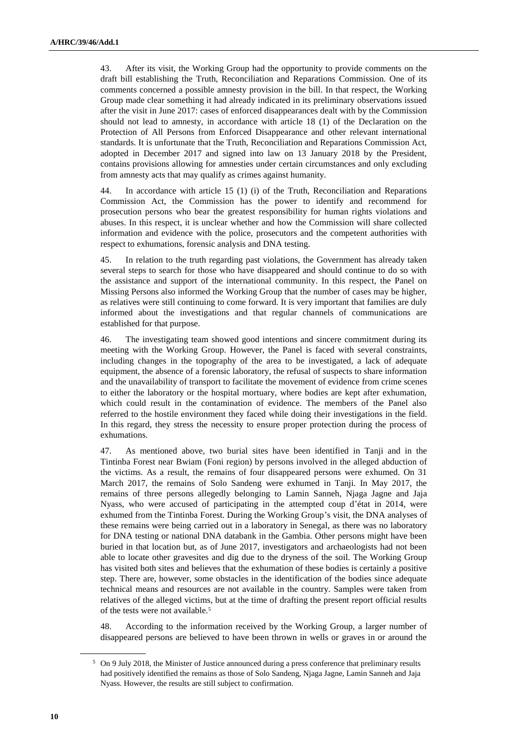43. After its visit, the Working Group had the opportunity to provide comments on the draft bill establishing the Truth, Reconciliation and Reparations Commission. One of its comments concerned a possible amnesty provision in the bill. In that respect, the Working Group made clear something it had already indicated in its preliminary observations issued after the visit in June 2017: cases of enforced disappearances dealt with by the Commission should not lead to amnesty, in accordance with article 18 (1) of the Declaration on the Protection of All Persons from Enforced Disappearance and other relevant international standards. It is unfortunate that the Truth, Reconciliation and Reparations Commission Act, adopted in December 2017 and signed into law on 13 January 2018 by the President, contains provisions allowing for amnesties under certain circumstances and only excluding from amnesty acts that may qualify as crimes against humanity.

44. In accordance with article 15 (1) (i) of the Truth, Reconciliation and Reparations Commission Act, the Commission has the power to identify and recommend for prosecution persons who bear the greatest responsibility for human rights violations and abuses. In this respect, it is unclear whether and how the Commission will share collected information and evidence with the police, prosecutors and the competent authorities with respect to exhumations, forensic analysis and DNA testing.

45. In relation to the truth regarding past violations, the Government has already taken several steps to search for those who have disappeared and should continue to do so with the assistance and support of the international community. In this respect, the Panel on Missing Persons also informed the Working Group that the number of cases may be higher, as relatives were still continuing to come forward. It is very important that families are duly informed about the investigations and that regular channels of communications are established for that purpose.

46. The investigating team showed good intentions and sincere commitment during its meeting with the Working Group. However, the Panel is faced with several constraints, including changes in the topography of the area to be investigated, a lack of adequate equipment, the absence of a forensic laboratory, the refusal of suspects to share information and the unavailability of transport to facilitate the movement of evidence from crime scenes to either the laboratory or the hospital mortuary, where bodies are kept after exhumation, which could result in the contamination of evidence. The members of the Panel also referred to the hostile environment they faced while doing their investigations in the field. In this regard, they stress the necessity to ensure proper protection during the process of exhumations.

47. As mentioned above, two burial sites have been identified in Tanji and in the Tintinba Forest near Bwiam (Foni region) by persons involved in the alleged abduction of the victims. As a result, the remains of four disappeared persons were exhumed. On 31 March 2017, the remains of Solo Sandeng were exhumed in Tanji. In May 2017, the remains of three persons allegedly belonging to Lamin Sanneh, Njaga Jagne and Jaja Nyass, who were accused of participating in the attempted coup d'état in 2014, were exhumed from the Tintinba Forest. During the Working Group's visit, the DNA analyses of these remains were being carried out in a laboratory in Senegal, as there was no laboratory for DNA testing or national DNA databank in the Gambia. Other persons might have been buried in that location but, as of June 2017, investigators and archaeologists had not been able to locate other gravesites and dig due to the dryness of the soil. The Working Group has visited both sites and believes that the exhumation of these bodies is certainly a positive step. There are, however, some obstacles in the identification of the bodies since adequate technical means and resources are not available in the country. Samples were taken from relatives of the alleged victims, but at the time of drafting the present report official results of the tests were not available.[5]

48. According to the information received by the Working Group, a larger number of disappeared persons are believed to have been thrown in wells or graves in or around the

---

[5] On 9 July 2018, the Minister of Justice announced during a press conference that preliminary results had positively identified the remains as those of Solo Sandeng, Njaga Jagne, Lamin Sanneh and Jaja Nyass. However, the results are still subject to confirmation.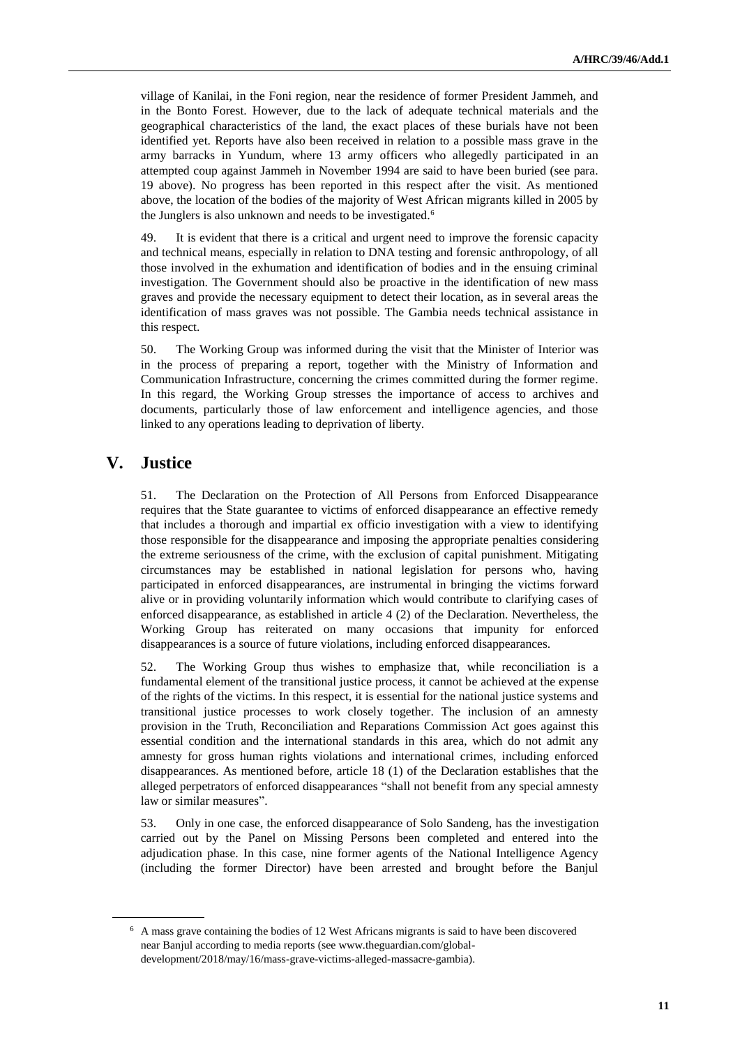village of Kanilai, in the Foni region, near the residence of former President Jammeh, and in the Bonto Forest. However, due to the lack of adequate technical materials and the geographical characteristics of the land, the exact places of these burials have not been identified yet. Reports have also been received in relation to a possible mass grave in the army barracks in Yundum, where 13 army officers who allegedly participated in an attempted coup against Jammeh in November 1994 are said to have been buried (see para. 19 above). No progress has been reported in this respect after the visit. As mentioned above, the location of the bodies of the majority of West African migrants killed in 2005 by the Junglers is also unknown and needs to be investigated.[6]

49. It is evident that there is a critical and urgent need to improve the forensic capacity and technical means, especially in relation to DNA testing and forensic anthropology, of all those involved in the exhumation and identification of bodies and in the ensuing criminal investigation. The Government should also be proactive in the identification of new mass graves and provide the necessary equipment to detect their location, as in several areas the identification of mass graves was not possible. The Gambia needs technical assistance in this respect.

50. The Working Group was informed during the visit that the Minister of Interior was in the process of preparing a report, together with the Ministry of Information and Communication Infrastructure, concerning the crimes committed during the former regime. In this regard, the Working Group stresses the importance of access to archives and documents, particularly those of law enforcement and intelligence agencies, and those linked to any operations leading to deprivation of liberty.

## V. Justice

51. The Declaration on the Protection of All Persons from Enforced Disappearance requires that the State guarantee to victims of enforced disappearance an effective remedy that includes a thorough and impartial ex officio investigation with a view to identifying those responsible for the disappearance and imposing the appropriate penalties considering the extreme seriousness of the crime, with the exclusion of capital punishment. Mitigating circumstances may be established in national legislation for persons who, having participated in enforced disappearances, are instrumental in bringing the victims forward alive or in providing voluntarily information which would contribute to clarifying cases of enforced disappearance, as established in article 4 (2) of the Declaration. Nevertheless, the Working Group has reiterated on many occasions that impunity for enforced disappearances is a source of future violations, including enforced disappearances.

52. The Working Group thus wishes to emphasize that, while reconciliation is a fundamental element of the transitional justice process, it cannot be achieved at the expense of the rights of the victims. In this respect, it is essential for the national justice systems and transitional justice processes to work closely together. The inclusion of an amnesty provision in the Truth, Reconciliation and Reparations Commission Act goes against this essential condition and the international standards in this area, which do not admit any amnesty for gross human rights violations and international crimes, including enforced disappearances. As mentioned before, article 18 (1) of the Declaration establishes that the alleged perpetrators of enforced disappearances "shall not benefit from any special amnesty law or similar measures".

53. Only in one case, the enforced disappearance of Solo Sandeng, has the investigation carried out by the Panel on Missing Persons been completed and entered into the adjudication phase. In this case, nine former agents of the National Intelligence Agency (including the former Director) have been arrested and brought before the Banjul

[6] A mass grave containing the bodies of 12 West Africans migrants is said to have been discovered near Banjul according to media reports (see www.theguardian.com/global-development/2018/may/16/mass-grave-victims-alleged-massacre-gambia).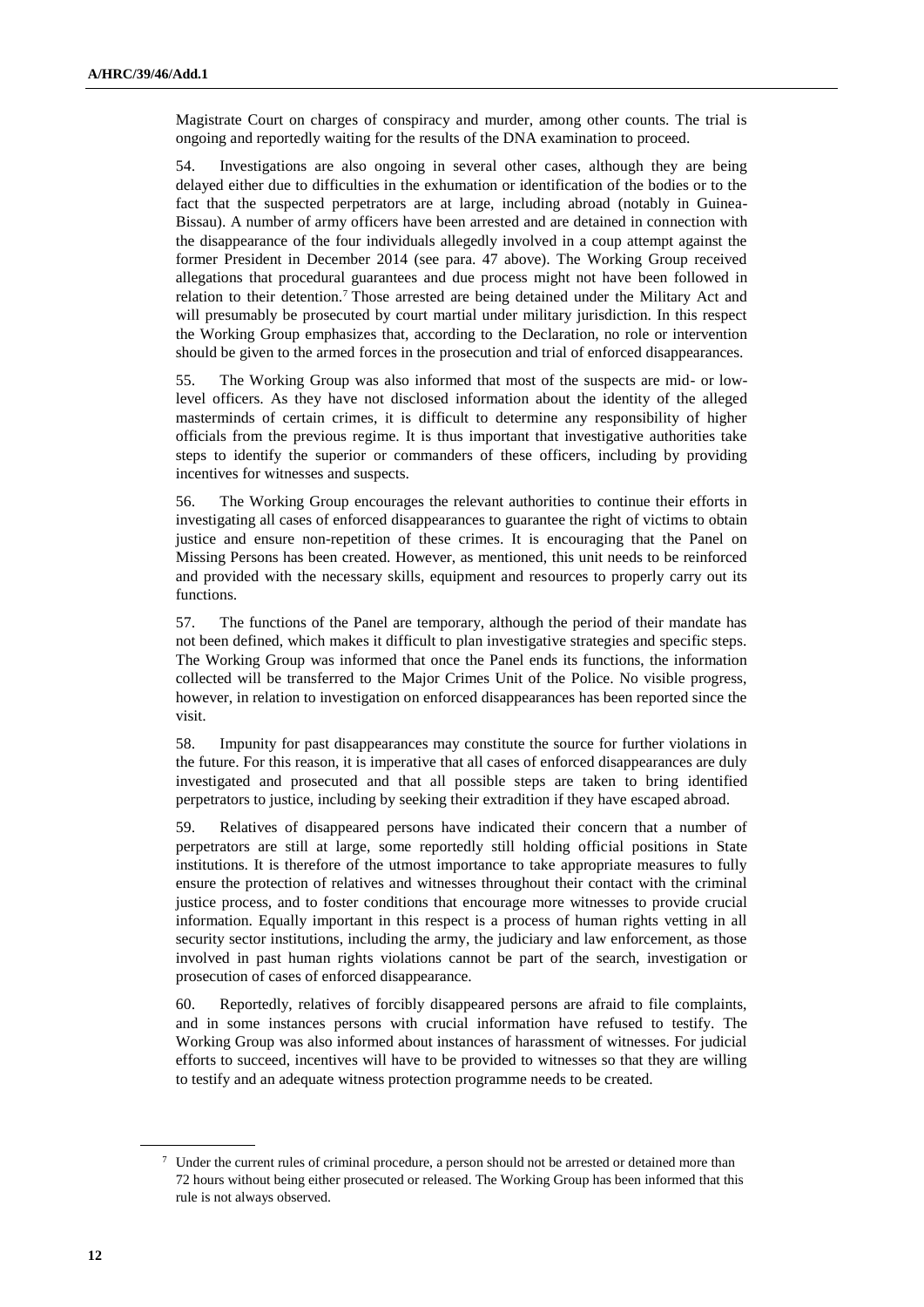Magistrate Court on charges of conspiracy and murder, among other counts. The trial is ongoing and reportedly waiting for the results of the DNA examination to proceed.

54. Investigations are also ongoing in several other cases, although they are being delayed either due to difficulties in the exhumation or identification of the bodies or to the fact that the suspected perpetrators are at large, including abroad (notably in Guinea-Bissau). A number of army officers have been arrested and are detained in connection with the disappearance of the four individuals allegedly involved in a coup attempt against the former President in December 2014 (see para. 47 above). The Working Group received allegations that procedural guarantees and due process might not have been followed in relation to their detention.[7] Those arrested are being detained under the Military Act and will presumably be prosecuted by court martial under military jurisdiction. In this respect the Working Group emphasizes that, according to the Declaration, no role or intervention should be given to the armed forces in the prosecution and trial of enforced disappearances.

55. The Working Group was also informed that most of the suspects are mid- or low-level officers. As they have not disclosed information about the identity of the alleged masterminds of certain crimes, it is difficult to determine any responsibility of higher officials from the previous regime. It is thus important that investigative authorities take steps to identify the superior or commanders of these officers, including by providing incentives for witnesses and suspects.

56. The Working Group encourages the relevant authorities to continue their efforts in investigating all cases of enforced disappearances to guarantee the right of victims to obtain justice and ensure non-repetition of these crimes. It is encouraging that the Panel on Missing Persons has been created. However, as mentioned, this unit needs to be reinforced and provided with the necessary skills, equipment and resources to properly carry out its functions.

57. The functions of the Panel are temporary, although the period of their mandate has not been defined, which makes it difficult to plan investigative strategies and specific steps. The Working Group was informed that once the Panel ends its functions, the information collected will be transferred to the Major Crimes Unit of the Police. No visible progress, however, in relation to investigation on enforced disappearances has been reported since the visit.

58. Impunity for past disappearances may constitute the source for further violations in the future. For this reason, it is imperative that all cases of enforced disappearances are duly investigated and prosecuted and that all possible steps are taken to bring identified perpetrators to justice, including by seeking their extradition if they have escaped abroad.

59. Relatives of disappeared persons have indicated their concern that a number of perpetrators are still at large, some reportedly still holding official positions in State institutions. It is therefore of the utmost importance to take appropriate measures to fully ensure the protection of relatives and witnesses throughout their contact with the criminal justice process, and to foster conditions that encourage more witnesses to provide crucial information. Equally important in this respect is a process of human rights vetting in all security sector institutions, including the army, the judiciary and law enforcement, as those involved in past human rights violations cannot be part of the search, investigation or prosecution of cases of enforced disappearance.

60. Reportedly, relatives of forcibly disappeared persons are afraid to file complaints, and in some instances persons with crucial information have refused to testify. The Working Group was also informed about instances of harassment of witnesses. For judicial efforts to succeed, incentives will have to be provided to witnesses so that they are willing to testify and an adequate witness protection programme needs to be created.

[7] Under the current rules of criminal procedure, a person should not be arrested or detained more than 72 hours without being either prosecuted or released. The Working Group has been informed that this rule is not always observed.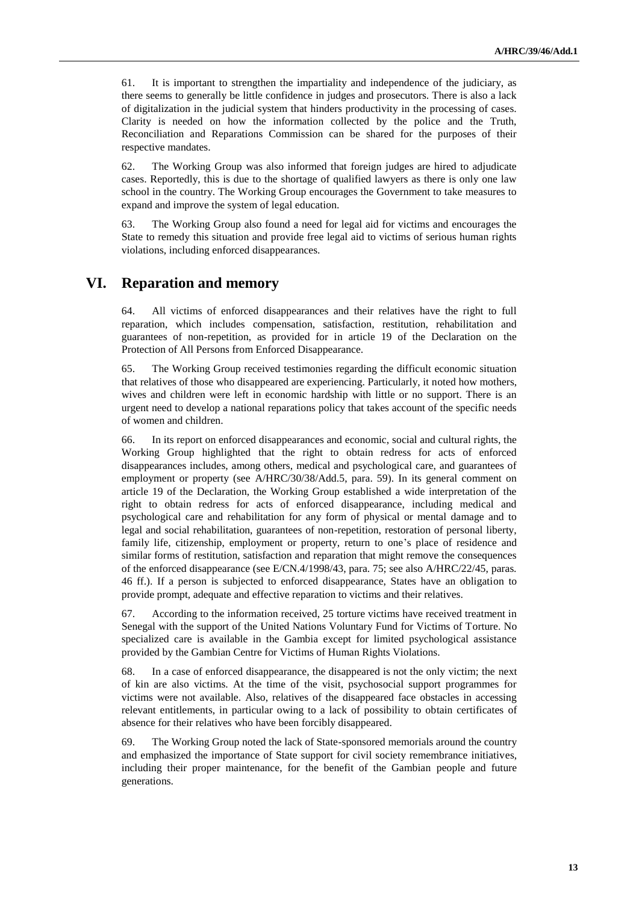61. It is important to strengthen the impartiality and independence of the judiciary, as there seems to generally be little confidence in judges and prosecutors. There is also a lack of digitalization in the judicial system that hinders productivity in the processing of cases. Clarity is needed on how the information collected by the police and the Truth, Reconciliation and Reparations Commission can be shared for the purposes of their respective mandates.

62. The Working Group was also informed that foreign judges are hired to adjudicate cases. Reportedly, this is due to the shortage of qualified lawyers as there is only one law school in the country. The Working Group encourages the Government to take measures to expand and improve the system of legal education.

63. The Working Group also found a need for legal aid for victims and encourages the State to remedy this situation and provide free legal aid to victims of serious human rights violations, including enforced disappearances.

## VI. Reparation and memory

64. All victims of enforced disappearances and their relatives have the right to full reparation, which includes compensation, satisfaction, restitution, rehabilitation and guarantees of non-repetition, as provided for in article 19 of the Declaration on the Protection of All Persons from Enforced Disappearance.

65. The Working Group received testimonies regarding the difficult economic situation that relatives of those who disappeared are experiencing. Particularly, it noted how mothers, wives and children were left in economic hardship with little or no support. There is an urgent need to develop a national reparations policy that takes account of the specific needs of women and children.

66. In its report on enforced disappearances and economic, social and cultural rights, the Working Group highlighted that the right to obtain redress for acts of enforced disappearances includes, among others, medical and psychological care, and guarantees of employment or property (see A/HRC/30/38/Add.5, para. 59). In its general comment on article 19 of the Declaration, the Working Group established a wide interpretation of the right to obtain redress for acts of enforced disappearance, including medical and psychological care and rehabilitation for any form of physical or mental damage and to legal and social rehabilitation, guarantees of non-repetition, restoration of personal liberty, family life, citizenship, employment or property, return to one's place of residence and similar forms of restitution, satisfaction and reparation that might remove the consequences of the enforced disappearance (see E/CN.4/1998/43, para. 75; see also A/HRC/22/45, paras. 46 ff.). If a person is subjected to enforced disappearance, States have an obligation to provide prompt, adequate and effective reparation to victims and their relatives.

67. According to the information received, 25 torture victims have received treatment in Senegal with the support of the United Nations Voluntary Fund for Victims of Torture. No specialized care is available in the Gambia except for limited psychological assistance provided by the Gambian Centre for Victims of Human Rights Violations.

68. In a case of enforced disappearance, the disappeared is not the only victim; the next of kin are also victims. At the time of the visit, psychosocial support programmes for victims were not available. Also, relatives of the disappeared face obstacles in accessing relevant entitlements, in particular owing to a lack of possibility to obtain certificates of absence for their relatives who have been forcibly disappeared.

69. The Working Group noted the lack of State-sponsored memorials around the country and emphasized the importance of State support for civil society remembrance initiatives, including their proper maintenance, for the benefit of the Gambian people and future generations.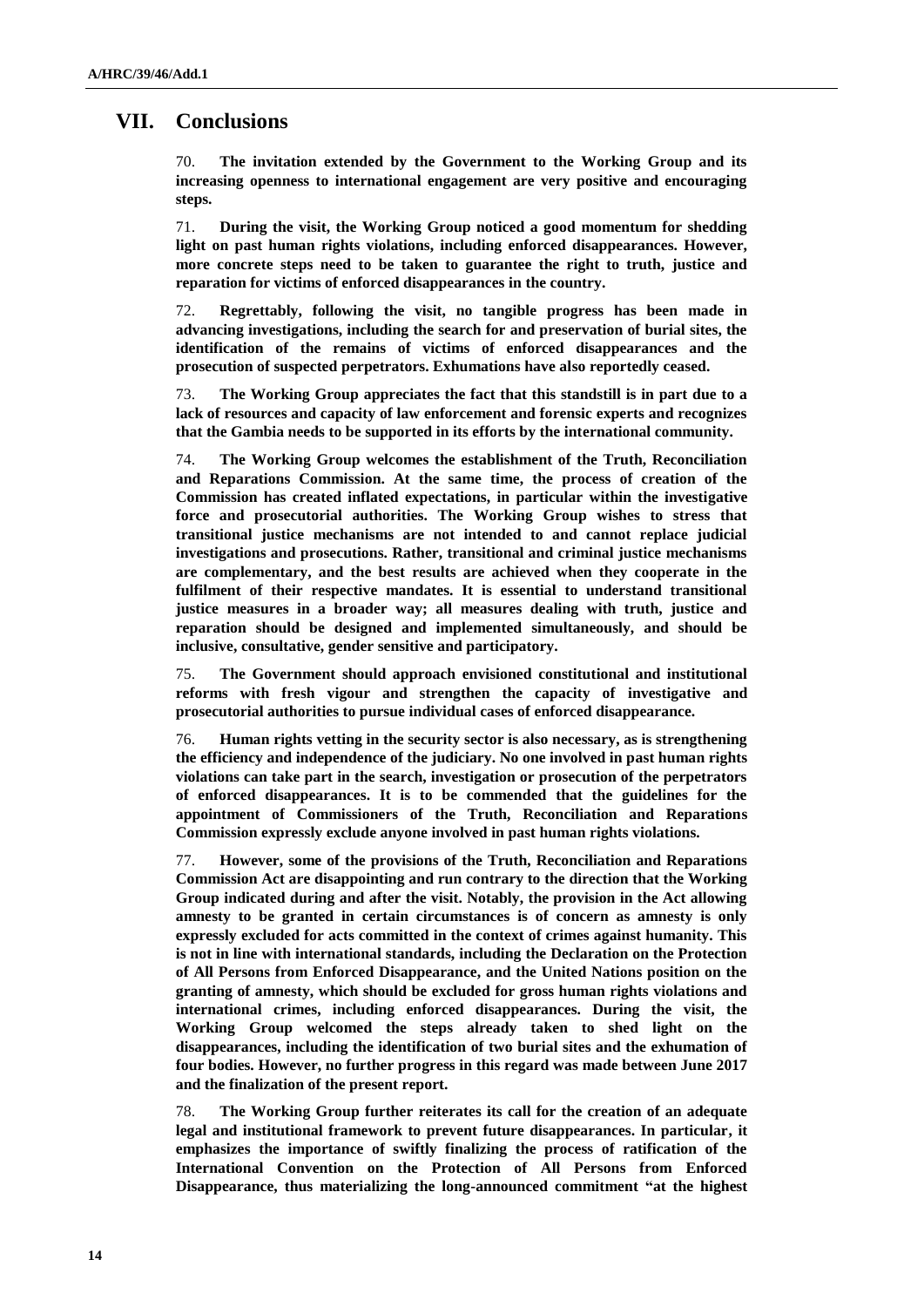## VII. Conclusions

70. **The invitation extended by the Government to the Working Group and its increasing openness to international engagement are very positive and encouraging steps.**

71. **During the visit, the Working Group noticed a good momentum for shedding light on past human rights violations, including enforced disappearances. However, more concrete steps need to be taken to guarantee the right to truth, justice and reparation for victims of enforced disappearances in the country.**

72. **Regrettably, following the visit, no tangible progress has been made in advancing investigations, including the search for and preservation of burial sites, the identification of the remains of victims of enforced disappearances and the prosecution of suspected perpetrators. Exhumations have also reportedly ceased.**

73. **The Working Group appreciates the fact that this standstill is in part due to a lack of resources and capacity of law enforcement and forensic experts and recognizes that the Gambia needs to be supported in its efforts by the international community.**

74. **The Working Group welcomes the establishment of the Truth, Reconciliation and Reparations Commission. At the same time, the process of creation of the Commission has created inflated expectations, in particular within the investigative force and prosecutorial authorities. The Working Group wishes to stress that transitional justice mechanisms are not intended to and cannot replace judicial investigations and prosecutions. Rather, transitional and criminal justice mechanisms are complementary, and the best results are achieved when they cooperate in the fulfilment of their respective mandates. It is essential to understand transitional justice measures in a broader way; all measures dealing with truth, justice and reparation should be designed and implemented simultaneously, and should be inclusive, consultative, gender sensitive and participatory.**

75. **The Government should approach envisioned constitutional and institutional reforms with fresh vigour and strengthen the capacity of investigative and prosecutorial authorities to pursue individual cases of enforced disappearance.**

76. **Human rights vetting in the security sector is also necessary, as is strengthening the efficiency and independence of the judiciary. No one involved in past human rights violations can take part in the search, investigation or prosecution of the perpetrators of enforced disappearances. It is to be commended that the guidelines for the appointment of Commissioners of the Truth, Reconciliation and Reparations Commission expressly exclude anyone involved in past human rights violations.**

77. **However, some of the provisions of the Truth, Reconciliation and Reparations Commission Act are disappointing and run contrary to the direction that the Working Group indicated during and after the visit. Notably, the provision in the Act allowing amnesty to be granted in certain circumstances is of concern as amnesty is only expressly excluded for acts committed in the context of crimes against humanity. This is not in line with international standards, including the Declaration on the Protection of All Persons from Enforced Disappearance, and the United Nations position on the granting of amnesty, which should be excluded for gross human rights violations and international crimes, including enforced disappearances. During the visit, the Working Group welcomed the steps already taken to shed light on the disappearances, including the identification of two burial sites and the exhumation of four bodies. However, no further progress in this regard was made between June 2017 and the finalization of the present report.**

78. **The Working Group further reiterates its call for the creation of an adequate legal and institutional framework to prevent future disappearances. In particular, it emphasizes the importance of swiftly finalizing the process of ratification of the International Convention on the Protection of All Persons from Enforced Disappearance, thus materializing the long-announced commitment "at the highest**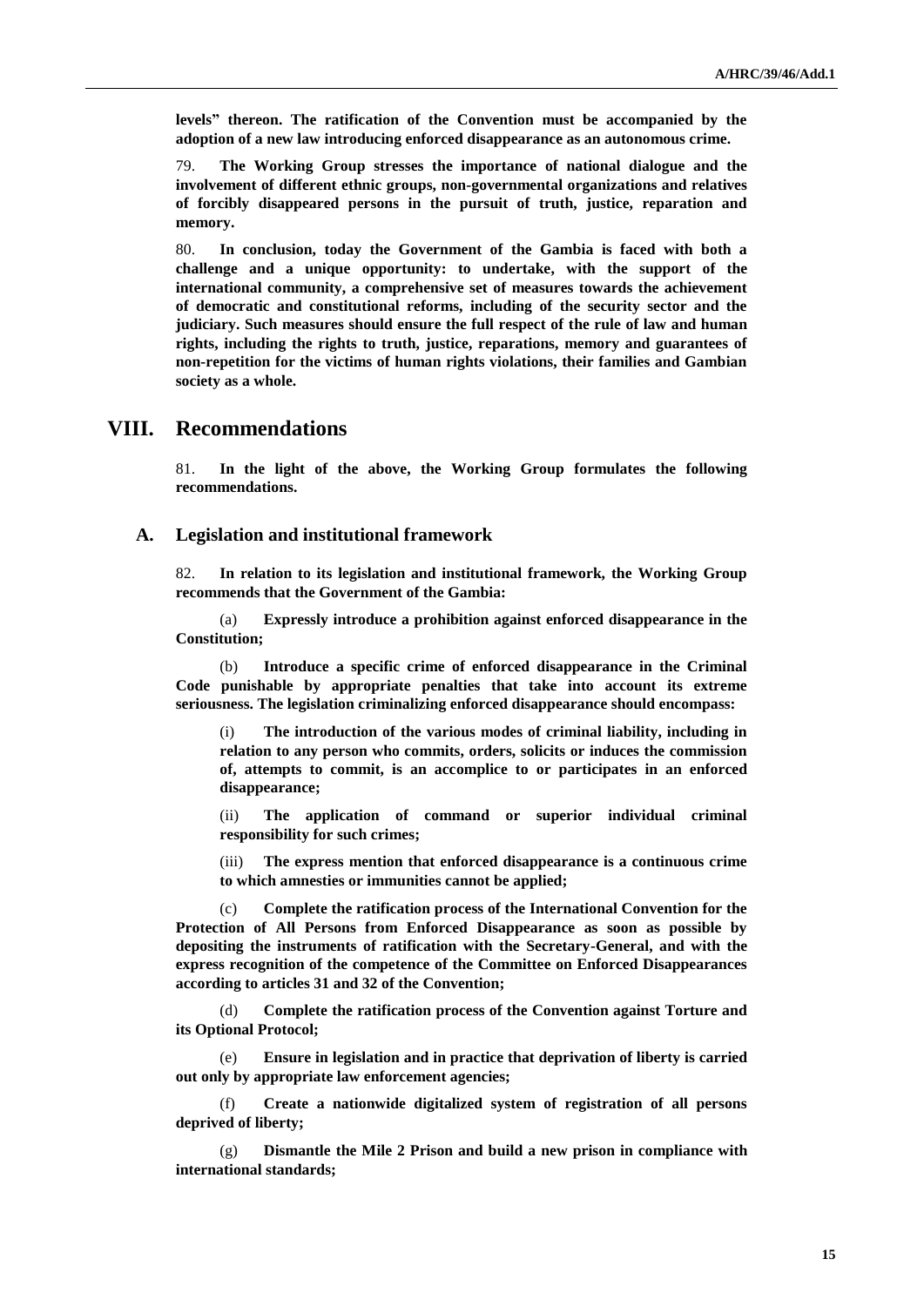**levels" thereon. The ratification of the Convention must be accompanied by the adoption of a new law introducing enforced disappearance as an autonomous crime.**

79. **The Working Group stresses the importance of national dialogue and the involvement of different ethnic groups, non-governmental organizations and relatives of forcibly disappeared persons in the pursuit of truth, justice, reparation and memory.**

80. **In conclusion, today the Government of the Gambia is faced with both a challenge and a unique opportunity: to undertake, with the support of the international community, a comprehensive set of measures towards the achievement of democratic and constitutional reforms, including of the security sector and the judiciary. Such measures should ensure the full respect of the rule of law and human rights, including the rights to truth, justice, reparations, memory and guarantees of non-repetition for the victims of human rights violations, their families and Gambian society as a whole.**

# VIII. Recommendations

81. **In the light of the above, the Working Group formulates the following recommendations.**

## A. Legislation and institutional framework

82. **In relation to its legislation and institutional framework, the Working Group recommends that the Government of the Gambia:**

(a) **Expressly introduce a prohibition against enforced disappearance in the Constitution;**

(b) **Introduce a specific crime of enforced disappearance in the Criminal Code punishable by appropriate penalties that take into account its extreme seriousness. The legislation criminalizing enforced disappearance should encompass:**

(i) **The introduction of the various modes of criminal liability, including in relation to any person who commits, orders, solicits or induces the commission of, attempts to commit, is an accomplice to or participates in an enforced disappearance;**

(ii) **The application of command or superior individual criminal responsibility for such crimes;**

(iii) **The express mention that enforced disappearance is a continuous crime to which amnesties or immunities cannot be applied;**

(c) **Complete the ratification process of the International Convention for the Protection of All Persons from Enforced Disappearance as soon as possible by depositing the instruments of ratification with the Secretary-General, and with the express recognition of the competence of the Committee on Enforced Disappearances according to articles 31 and 32 of the Convention;**

(d) **Complete the ratification process of the Convention against Torture and its Optional Protocol;**

(e) **Ensure in legislation and in practice that deprivation of liberty is carried out only by appropriate law enforcement agencies;**

(f) **Create a nationwide digitalized system of registration of all persons deprived of liberty;**

(g) **Dismantle the Mile 2 Prison and build a new prison in compliance with international standards;**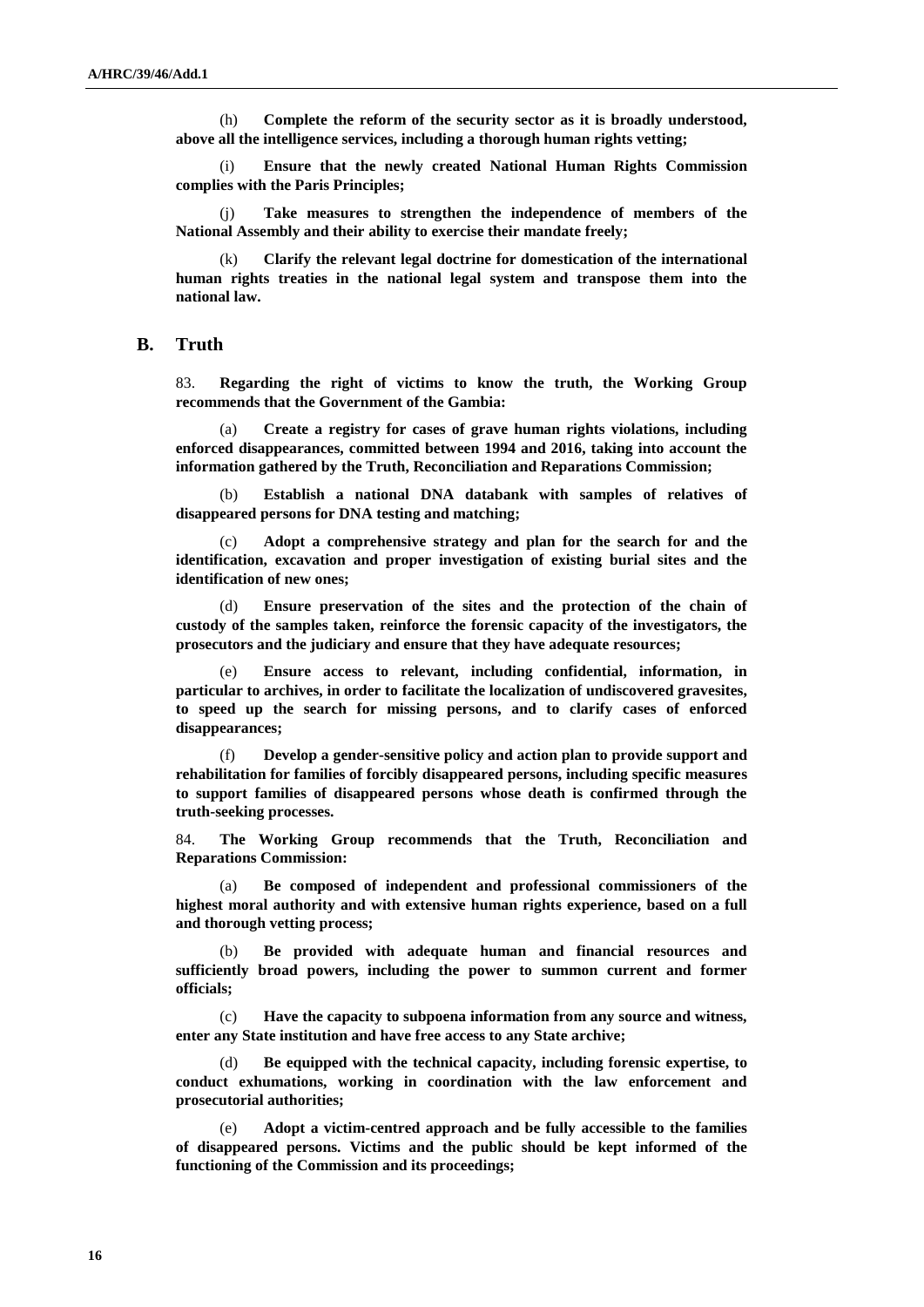(h) **Complete the reform of the security sector as it is broadly understood, above all the intelligence services, including a thorough human rights vetting;**

(i) **Ensure that the newly created National Human Rights Commission complies with the Paris Principles;**

(j) **Take measures to strengthen the independence of members of the National Assembly and their ability to exercise their mandate freely;**

(k) **Clarify the relevant legal doctrine for domestication of the international human rights treaties in the national legal system and transpose them into the national law.**

## B. Truth

83. **Regarding the right of victims to know the truth, the Working Group recommends that the Government of the Gambia:**

(a) **Create a registry for cases of grave human rights violations, including enforced disappearances, committed between 1994 and 2016, taking into account the information gathered by the Truth, Reconciliation and Reparations Commission;**

(b) **Establish a national DNA databank with samples of relatives of disappeared persons for DNA testing and matching;**

(c) **Adopt a comprehensive strategy and plan for the search for and the identification, excavation and proper investigation of existing burial sites and the identification of new ones;**

(d) **Ensure preservation of the sites and the protection of the chain of custody of the samples taken, reinforce the forensic capacity of the investigators, the prosecutors and the judiciary and ensure that they have adequate resources;**

(e) **Ensure access to relevant, including confidential, information, in particular to archives, in order to facilitate the localization of undiscovered gravesites, to speed up the search for missing persons, and to clarify cases of enforced disappearances;**

(f) **Develop a gender-sensitive policy and action plan to provide support and rehabilitation for families of forcibly disappeared persons, including specific measures to support families of disappeared persons whose death is confirmed through the truth-seeking processes.**

84. **The Working Group recommends that the Truth, Reconciliation and Reparations Commission:**

(a) **Be composed of independent and professional commissioners of the highest moral authority and with extensive human rights experience, based on a full and thorough vetting process;**

(b) **Be provided with adequate human and financial resources and sufficiently broad powers, including the power to summon current and former officials;**

(c) **Have the capacity to subpoena information from any source and witness, enter any State institution and have free access to any State archive;**

(d) **Be equipped with the technical capacity, including forensic expertise, to conduct exhumations, working in coordination with the law enforcement and prosecutorial authorities;**

(e) **Adopt a victim-centred approach and be fully accessible to the families of disappeared persons. Victims and the public should be kept informed of the functioning of the Commission and its proceedings;**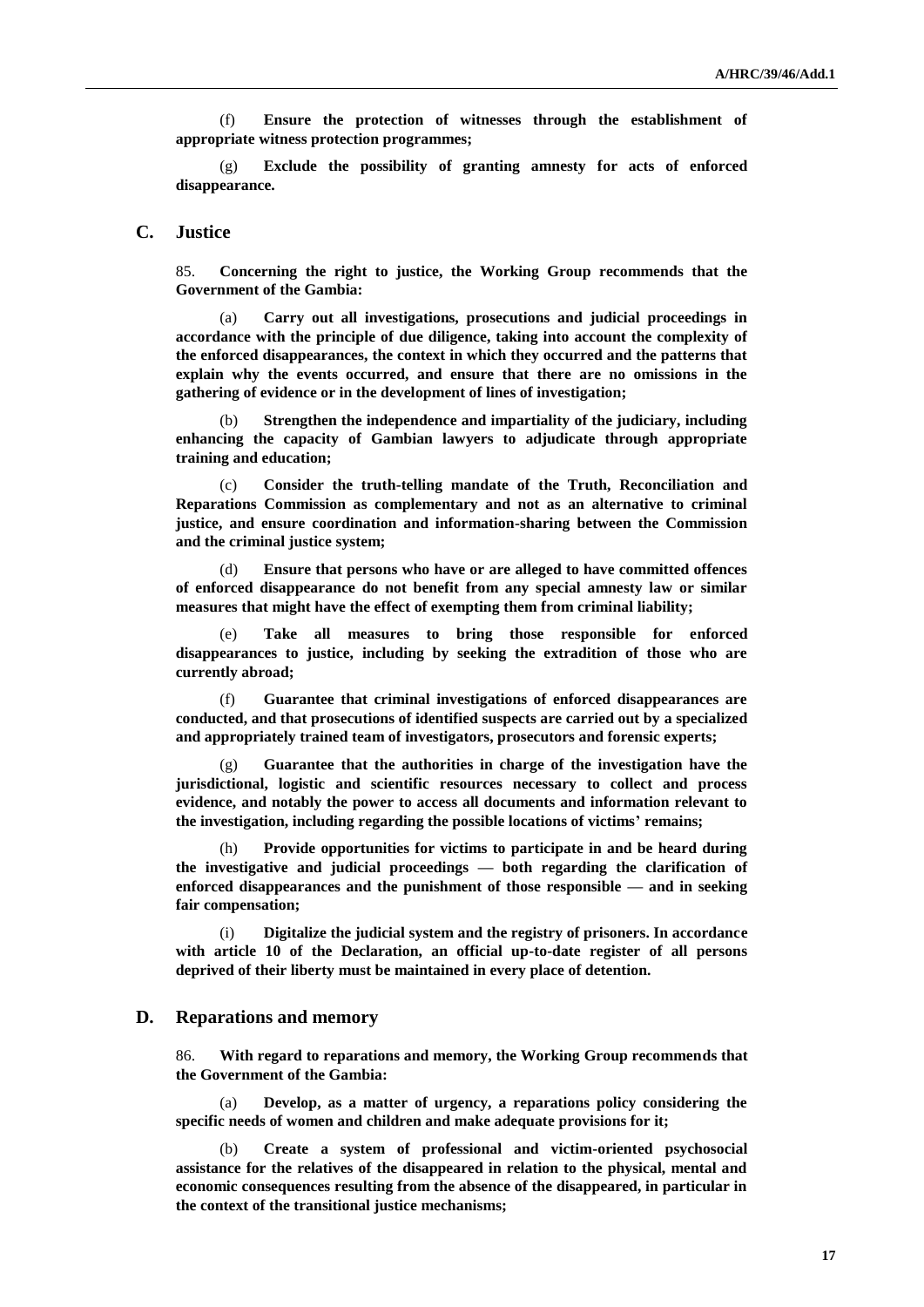(f) **Ensure the protection of witnesses through the establishment of appropriate witness protection programmes;**

(g) **Exclude the possibility of granting amnesty for acts of enforced disappearance.**

## C. Justice

85. **Concerning the right to justice, the Working Group recommends that the Government of the Gambia:**

(a) **Carry out all investigations, prosecutions and judicial proceedings in accordance with the principle of due diligence, taking into account the complexity of the enforced disappearances, the context in which they occurred and the patterns that explain why the events occurred, and ensure that there are no omissions in the gathering of evidence or in the development of lines of investigation;**

(b) **Strengthen the independence and impartiality of the judiciary, including enhancing the capacity of Gambian lawyers to adjudicate through appropriate training and education;**

(c) **Consider the truth-telling mandate of the Truth, Reconciliation and Reparations Commission as complementary and not as an alternative to criminal justice, and ensure coordination and information-sharing between the Commission and the criminal justice system;**

(d) **Ensure that persons who have or are alleged to have committed offences of enforced disappearance do not benefit from any special amnesty law or similar measures that might have the effect of exempting them from criminal liability;**

(e) **Take all measures to bring those responsible for enforced disappearances to justice, including by seeking the extradition of those who are currently abroad;**

(f) **Guarantee that criminal investigations of enforced disappearances are conducted, and that prosecutions of identified suspects are carried out by a specialized and appropriately trained team of investigators, prosecutors and forensic experts;**

(g) **Guarantee that the authorities in charge of the investigation have the jurisdictional, logistic and scientific resources necessary to collect and process evidence, and notably the power to access all documents and information relevant to the investigation, including regarding the possible locations of victims' remains;**

(h) **Provide opportunities for victims to participate in and be heard during the investigative and judicial proceedings — both regarding the clarification of enforced disappearances and the punishment of those responsible — and in seeking fair compensation;**

(i) **Digitalize the judicial system and the registry of prisoners. In accordance with article 10 of the Declaration, an official up-to-date register of all persons deprived of their liberty must be maintained in every place of detention.**

## D. Reparations and memory

86. **With regard to reparations and memory, the Working Group recommends that the Government of the Gambia:**

(a) **Develop, as a matter of urgency, a reparations policy considering the specific needs of women and children and make adequate provisions for it;**

(b) **Create a system of professional and victim-oriented psychosocial assistance for the relatives of the disappeared in relation to the physical, mental and economic consequences resulting from the absence of the disappeared, in particular in the context of the transitional justice mechanisms;**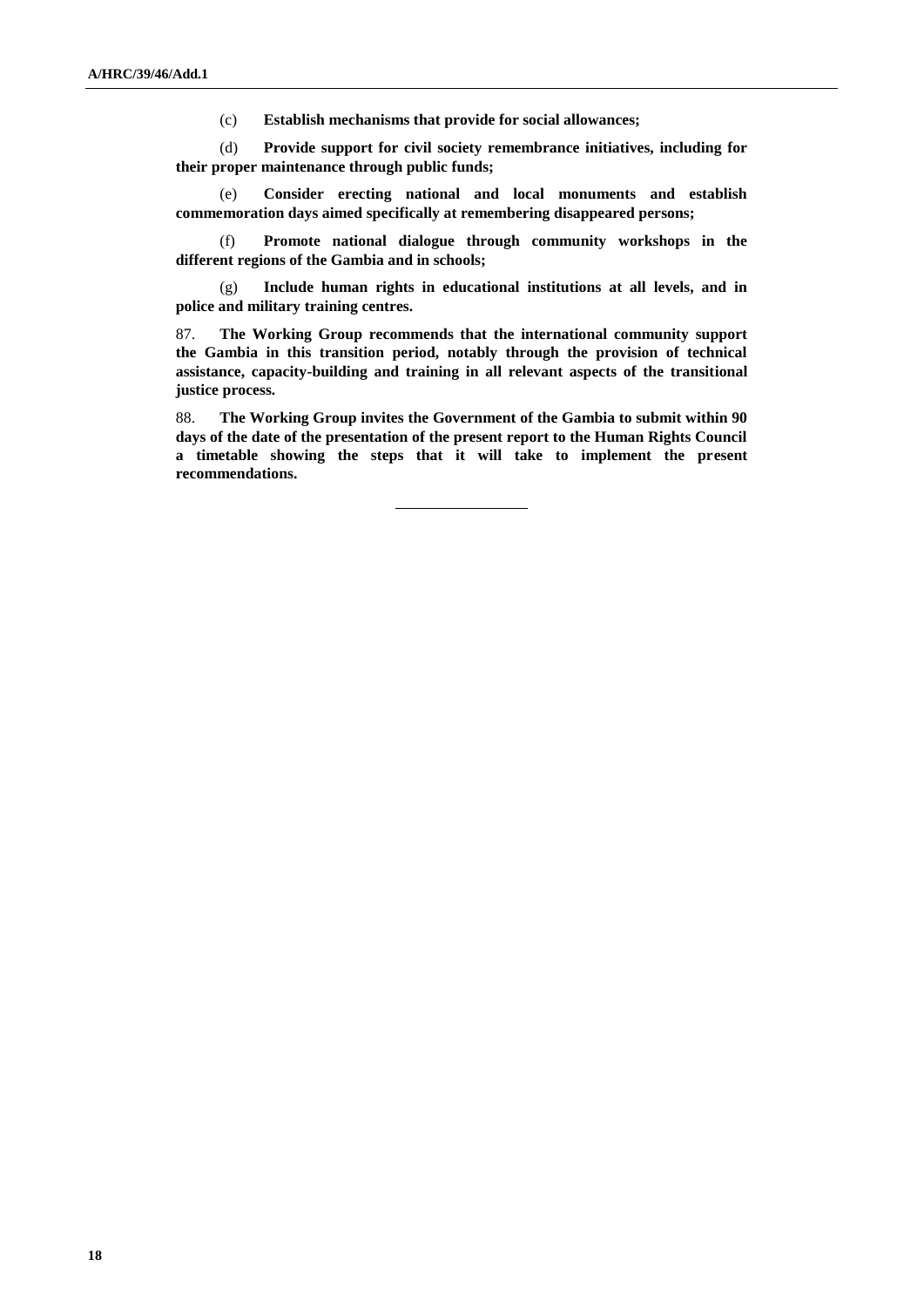(c) **Establish mechanisms that provide for social allowances;**

(d) **Provide support for civil society remembrance initiatives, including for their proper maintenance through public funds;**

(e) **Consider erecting national and local monuments and establish commemoration days aimed specifically at remembering disappeared persons;**

(f) **Promote national dialogue through community workshops in the different regions of the Gambia and in schools;**

(g) **Include human rights in educational institutions at all levels, and in police and military training centres.**

87. **The Working Group recommends that the international community support the Gambia in this transition period, notably through the provision of technical assistance, capacity-building and training in all relevant aspects of the transitional justice process.**

88. **The Working Group invites the Government of the Gambia to submit within 90 days of the date of the presentation of the present report to the Human Rights Council a timetable showing the steps that it will take to implement the present recommendations.**